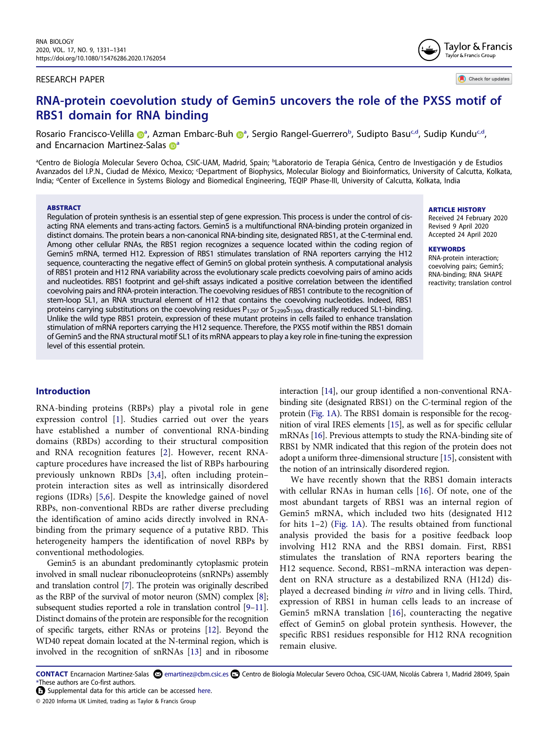RESEARCH PAPER

# RNA-protein coevolution study of Gemin5 uncovers the role of the PXSS motif of RBS1 domain for RNA binding

Rosario Francisco-Velilla[a], Azman Embarc-Buh[a], Sergio Rangel-Guerrero[b], Sudipto Basu[c,d], Sudip Kundu[c,d], and Encarnacion Martinez-Salas[a]

[a]Centro de Biología Molecular Severo Ochoa, CSIC-UAM, Madrid, Spain; [b]Laboratorio de Terapia Génica, Centro de Investigación y de Estudios Avanzados del I.P.N., Ciudad de México, Mexico; [c]Department of Biophysics, Molecular Biology and Bioinformatics, University of Calcutta, Kolkata, India; [d]Center of Excellence in Systems Biology and Biomedical Engineering, TEQIP Phase-III, University of Calcutta, Kolkata, India

## ABSTRACT

Regulation of protein synthesis is an essential step of gene expression. This process is under the control of cis-acting RNA elements and trans-acting factors. Gemin5 is a multifunctional RNA-binding protein organized in distinct domains. The protein bears a non-canonical RNA-binding site, designated RBS1, at the C-terminal end. Among other cellular RNAs, the RBS1 region recognizes a sequence located within the coding region of Gemin5 mRNA, termed H12. Expression of RBS1 stimulates translation of RNA reporters carrying the H12 sequence, counteracting the negative effect of Gemin5 on global protein synthesis. A computational analysis of RBS1 protein and H12 RNA variability across the evolutionary scale predicts coevolving pairs of amino acids and nucleotides. RBS1 footprint and gel-shift assays indicated a positive correlation between the identified coevolving pairs and RNA-protein interaction. The coevolving residues of RBS1 contribute to the recognition of stem-loop SL1, an RNA structural element of H12 that contains the coevolving nucleotides. Indeed, RBS1 proteins carrying substitutions on the coevolving residues $P_{1297}$ or $S_{1299}S_{1300}$ drastically reduced SL1-binding. Unlike the wild type RBS1 protein, expression of these mutant proteins in cells failed to enhance translation stimulation of mRNA reporters carrying the H12 sequence. Therefore, the PXSS motif within the RBS1 domain of Gemin5 and the RNA structural motif SL1 of its mRNA appears to play a key role in fine-tuning the expression level of this essential protein.

## ARTICLE HISTORY

Received 24 February 2020
Revised 9 April 2020
Accepted 24 April 2020

## KEYWORDS

RNA-protein interaction; coevolving pairs; Gemin5; RNA-binding; RNA SHAPE reactivity; translation control

## Introduction

RNA-binding proteins (RBPs) play a pivotal role in gene expression control [1]. Studies carried out over the years have established a number of conventional RNA-binding domains (RBDs) according to their structural composition and RNA recognition features [2]. However, recent RNA-capture procedures have increased the list of RBPs harbouring previously unknown RBDs [3,4], often including protein–protein interaction sites as well as intrinsically disordered regions (IDRs) [5,6]. Despite the knowledge gained of novel RBPs, non-conventional RBDs are rather diverse precluding the identification of amino acids directly involved in RNA-binding from the primary sequence of a putative RBD. This heterogeneity hampers the identification of novel RBPs by conventional methodologies.

Gemin5 is an abundant predominantly cytoplasmic protein involved in small nuclear ribonucleoproteins (snRNPs) assembly and translation control [7]. The protein was originally described as the RBP of the survival of motor neuron (SMN) complex [8]; subsequent studies reported a role in translation control [9–11]. Distinct domains of the protein are responsible for the recognition of specific targets, either RNAs or proteins [12]. Beyond the WD40 repeat domain located at the N-terminal region, which is involved in the recognition of snRNAs [13] and in ribosome interaction [14], our group identified a non-conventional RNA-binding site (designated RBS1) on the C-terminal region of the protein (Fig. 1A). The RBS1 domain is responsible for the recognition of viral IRES elements [15], as well as for specific cellular mRNAs [16]. Previous attempts to study the RNA-binding site of RBS1 by NMR indicated that this region of the protein does not adopt a uniform three-dimensional structure [15], consistent with the notion of an intrinsically disordered region.

We have recently shown that the RBS1 domain interacts with cellular RNAs in human cells [16]. Of note, one of the most abundant targets of RBS1 was an internal region of Gemin5 mRNA, which included two hits (designated H12 for hits 1–2) (Fig. 1A). The results obtained from functional analysis provided the basis for a positive feedback loop involving H12 RNA and the RBS1 domain. First, RBS1 stimulates the translation of RNA reporters bearing the H12 sequence. Second, RBS1–mRNA interaction was dependent on RNA structure as a destabilized RNA (H12d) displayed a decreased binding *in vitro* and in living cells. Third, expression of RBS1 in human cells leads to an increase of Gemin5 mRNA translation [16], counteracting the negative effect of Gemin5 on global protein synthesis. However, the specific RBS1 residues responsible for H12 RNA recognition remain elusive.

**CONTACT** Encarnacion Martinez-Salas emartinez@cbm.csic.es Centro de Biología Molecular Severo Ochoa, CSIC-UAM, Nicolás Cabrera 1, Madrid 28049, Spain
*These authors are Co-first authors.
Supplemental data for this article can be accessed here.
© 2020 Informa UK Limited, trading as Taylor & Francis Group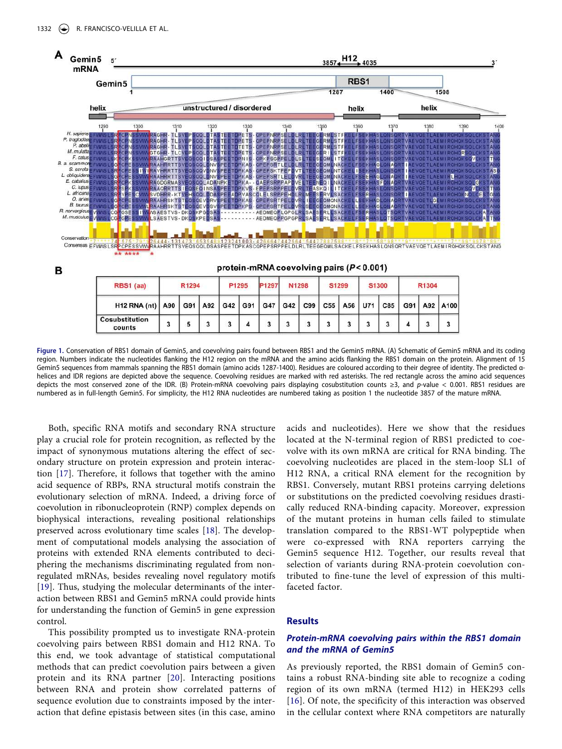**A**

**B** protein-mRNA coevolving pairs ($P < 0.001$)

| RBS1 (aa) | R1294 | | | P1295 | | P1297 | N1298 | | S1299 | | S1300 | | R1304 | | |
|---|---|---|---|---|---|---|---|---|---|---|---|---|---|---|---|
| H12 RNA (nt) | A90 | G91 | A92 | G42 | G91 | G47 | G42 | C99 | C55 | A56 | U71 | C85 | G91 | A92 | A100 |
| Cosubstitution counts | 3 | 5 | 3 | 3 | 4 | 3 | 3 | 3 | 3 | 3 | 3 | 3 | 4 | 3 | 3 |

**Figure 1.** Conservation of RBS1 domain of Gemin5, and coevolving pairs found between RBS1 and the Gemin5 mRNA. (A) Schematic of Gemin5 mRNA and its coding region. Numbers indicate the nucleotides flanking the H12 region on the mRNA and the amino acids flanking the RBS1 domain on the protein. Alignment of 15 Gemin5 sequences from mammals spanning the RBS1 domain (amino acids 1287-1400). Residues are coloured according to their degree of identity. The predicted α-helices and IDR regions are depicted above the sequence. Coevolving residues are marked with red asterisks. The red rectangle across the amino acid sequences depicts the most conserved zone of the IDR. (B) Protein-mRNA coevolving pairs displaying cosubstitution counts ≥3, and p-value < 0.001. RBS1 residues are numbered as in full-length Gemin5. For simplicity, the H12 RNA nucleotides are numbered taking as position 1 the nucleotide 3857 of the mature mRNA.

Both, specific RNA motifs and secondary RNA structure play a crucial role for protein recognition, as reflected by the impact of synonymous mutations altering the effect of secondary structure on protein expression and protein interaction [17]. Therefore, it follows that together with the amino acid sequence of RBPs, RNA structural motifs constrain the evolutionary selection of mRNA. Indeed, a driving force of coevolution in ribonucleoprotein (RNP) complex depends on biophysical interactions, revealing positional relationships preserved across evolutionary time scales [18]. The development of computational models analysing the association of proteins with extended RNA elements contributed to deciphering the mechanisms discriminating regulated from non-regulated mRNAs, besides revealing novel regulatory motifs [19]. Thus, studying the molecular determinants of the interaction between RBS1 and Gemin5 mRNA could provide hints for understanding the function of Gemin5 in gene expression control.

This possibility prompted us to investigate RNA-protein coevolving pairs between RBS1 domain and H12 RNA. To this end, we took advantage of statistical computational methods that can predict coevolution pairs between a given protein and its RNA partner [20]. Interacting positions between RNA and protein show correlated patterns of sequence evolution due to constraints imposed by the interaction that define epistasis between sites (in this case, amino acids and nucleotides). Here we show that the residues located at the N-terminal region of RBS1 predicted to coevolve with its own mRNA are critical for RNA binding. The coevolving nucleotides are placed in the stem-loop SL1 of H12 RNA, a critical RNA element for the recognition by RBS1. Conversely, mutant RBS1 proteins carrying deletions or substitutions on the predicted coevolving residues drastically reduced RNA-binding capacity. Moreover, expression of the mutant proteins in human cells failed to stimulate translation compared to the RBS1-WT polypeptide when were co-expressed with RNA reporters carrying the Gemin5 sequence H12. Together, our results reveal that selection of variants during RNA-protein coevolution contributed to fine-tune the level of expression of this multifaceted factor.

## Results

### *Protein-mRNA coevolving pairs within the RBS1 domain and the mRNA of Gemin5*

As previously reported, the RBS1 domain of Gemin5 contains a robust RNA-binding site able to recognize a coding region of its own mRNA (termed H12) in HEK293 cells [16]. Of note, the specificity of this interaction was observed in the cellular context where RNA competitors are naturally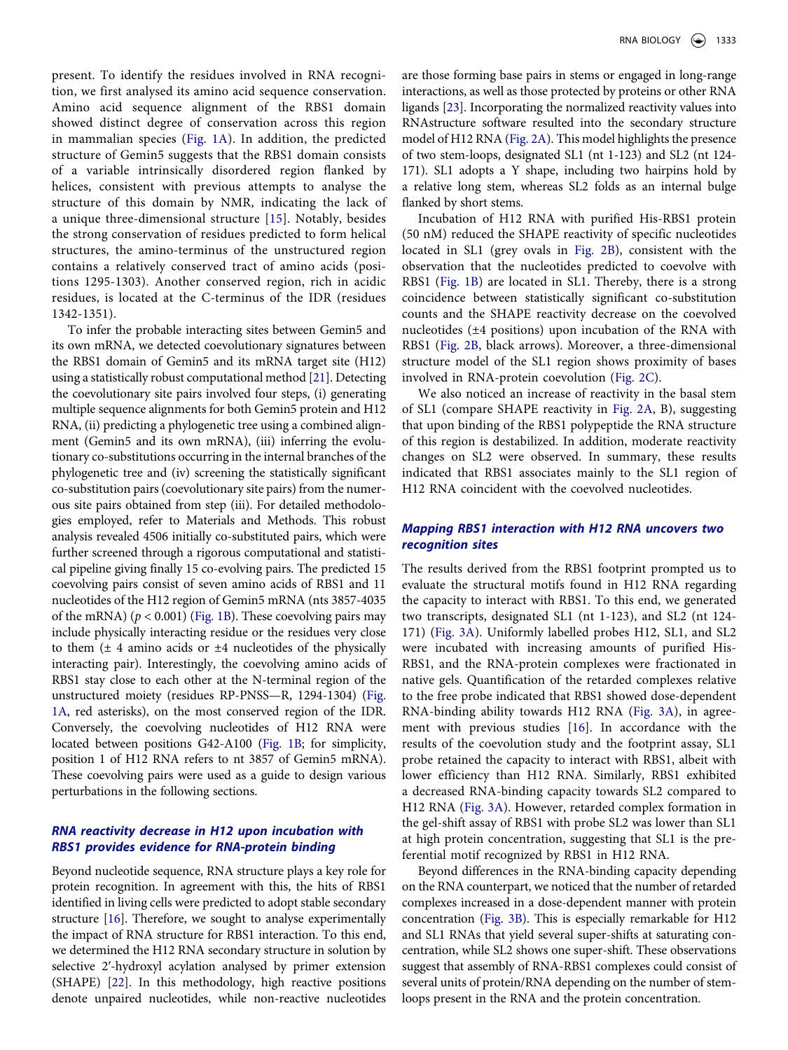present. To identify the residues involved in RNA recognition, we first analysed its amino acid sequence conservation. Amino acid sequence alignment of the RBS1 domain showed distinct degree of conservation across this region in mammalian species (Fig. 1A). In addition, the predicted structure of Gemin5 suggests that the RBS1 domain consists of a variable intrinsically disordered region flanked by helices, consistent with previous attempts to analyse the structure of this domain by NMR, indicating the lack of a unique three-dimensional structure [15]. Notably, besides the strong conservation of residues predicted to form helical structures, the amino-terminus of the unstructured region contains a relatively conserved tract of amino acids (positions 1295-1303). Another conserved region, rich in acidic residues, is located at the C-terminus of the IDR (residues 1342-1351).

To infer the probable interacting sites between Gemin5 and its own mRNA, we detected coevolutionary signatures between the RBS1 domain of Gemin5 and its mRNA target site (H12) using a statistically robust computational method [21]. Detecting the coevolutionary site pairs involved four steps, (i) generating multiple sequence alignments for both Gemin5 protein and H12 RNA, (ii) predicting a phylogenetic tree using a combined alignment (Gemin5 and its own mRNA), (iii) inferring the evolutionary co-substitutions occurring in the internal branches of the phylogenetic tree and (iv) screening the statistically significant co-substitution pairs (coevolutionary site pairs) from the numerous site pairs obtained from step (iii). For detailed methodologies employed, refer to Materials and Methods. This robust analysis revealed 4506 initially co-substituted pairs, which were further screened through a rigorous computational and statistical pipeline giving finally 15 co-evolving pairs. The predicted 15 coevolving pairs consist of seven amino acids of RBS1 and 11 nucleotides of the H12 region of Gemin5 mRNA (nts 3857-4035 of the mRNA) ($p < 0.001$) (Fig. 1B). These coevolving pairs may include physically interacting residue or the residues very close to them (± 4 amino acids or ±4 nucleotides of the physically interacting pair). Interestingly, the coevolving amino acids of RBS1 stay close to each other at the N-terminal region of the unstructured moiety (residues RP-PNSS—R, 1294-1304) (Fig. 1A, red asterisks), on the most conserved region of the IDR. Conversely, the coevolving nucleotides of H12 RNA were located between positions G42-A100 (Fig. 1B; for simplicity, position 1 of H12 RNA refers to nt 3857 of Gemin5 mRNA). These coevolving pairs were used as a guide to design various perturbations in the following sections.

### *RNA reactivity decrease in H12 upon incubation with RBS1 provides evidence for RNA-protein binding*

Beyond nucleotide sequence, RNA structure plays a key role for protein recognition. In agreement with this, the hits of RBS1 identified in living cells were predicted to adopt stable secondary structure [16]. Therefore, we sought to analyse experimentally the impact of RNA structure for RBS1 interaction. To this end, we determined the H12 RNA secondary structure in solution by selective 2′-hydroxyl acylation analysed by primer extension (SHAPE) [22]. In this methodology, high reactive positions denote unpaired nucleotides, while non-reactive nucleotides are those forming base pairs in stems or engaged in long-range interactions, as well as those protected by proteins or other RNA ligands [23]. Incorporating the normalized reactivity values into RNAstructure software resulted into the secondary structure model of H12 RNA (Fig. 2A). This model highlights the presence of two stem-loops, designated SL1 (nt 1-123) and SL2 (nt 124-171). SL1 adopts a Y shape, including two hairpins hold by a relative long stem, whereas SL2 folds as an internal bulge flanked by short stems.

Incubation of H12 RNA with purified His-RBS1 protein (50 nM) reduced the SHAPE reactivity of specific nucleotides located in SL1 (grey ovals in Fig. 2B), consistent with the observation that the nucleotides predicted to coevolve with RBS1 (Fig. 1B) are located in SL1. Thereby, there is a strong coincidence between statistically significant co-substitution counts and the SHAPE reactivity decrease on the coevolved nucleotides (±4 positions) upon incubation of the RNA with RBS1 (Fig. 2B, black arrows). Moreover, a three-dimensional structure model of the SL1 region shows proximity of bases involved in RNA-protein coevolution (Fig. 2C).

We also noticed an increase of reactivity in the basal stem of SL1 (compare SHAPE reactivity in Fig. 2A, B), suggesting that upon binding of the RBS1 polypeptide the RNA structure of this region is destabilized. In addition, moderate reactivity changes on SL2 were observed. In summary, these results indicated that RBS1 associates mainly to the SL1 region of H12 RNA coincident with the coevolved nucleotides.

### *Mapping RBS1 interaction with H12 RNA uncovers two recognition sites*

The results derived from the RBS1 footprint prompted us to evaluate the structural motifs found in H12 RNA regarding the capacity to interact with RBS1. To this end, we generated two transcripts, designated SL1 (nt 1-123), and SL2 (nt 124-171) (Fig. 3A). Uniformly labelled probes H12, SL1, and SL2 were incubated with increasing amounts of purified His-RBS1, and the RNA-protein complexes were fractionated in native gels. Quantification of the retarded complexes relative to the free probe indicated that RBS1 showed dose-dependent RNA-binding ability towards H12 RNA (Fig. 3A), in agreement with previous studies [16]. In accordance with the results of the coevolution study and the footprint assay, SL1 probe retained the capacity to interact with RBS1, albeit with lower efficiency than H12 RNA. Similarly, RBS1 exhibited a decreased RNA-binding capacity towards SL2 compared to H12 RNA (Fig. 3A). However, retarded complex formation in the gel-shift assay of RBS1 with probe SL2 was lower than SL1 at high protein concentration, suggesting that SL1 is the preferential motif recognized by RBS1 in H12 RNA.

Beyond differences in the RNA-binding capacity depending on the RNA counterpart, we noticed that the number of retarded complexes increased in a dose-dependent manner with protein concentration (Fig. 3B). This is especially remarkable for H12 and SL1 RNAs that yield several super-shifts at saturating concentration, while SL2 shows one super-shift. These observations suggest that assembly of RNA-RBS1 complexes could consist of several units of protein/RNA depending on the number of stem-loops present in the RNA and the protein concentration.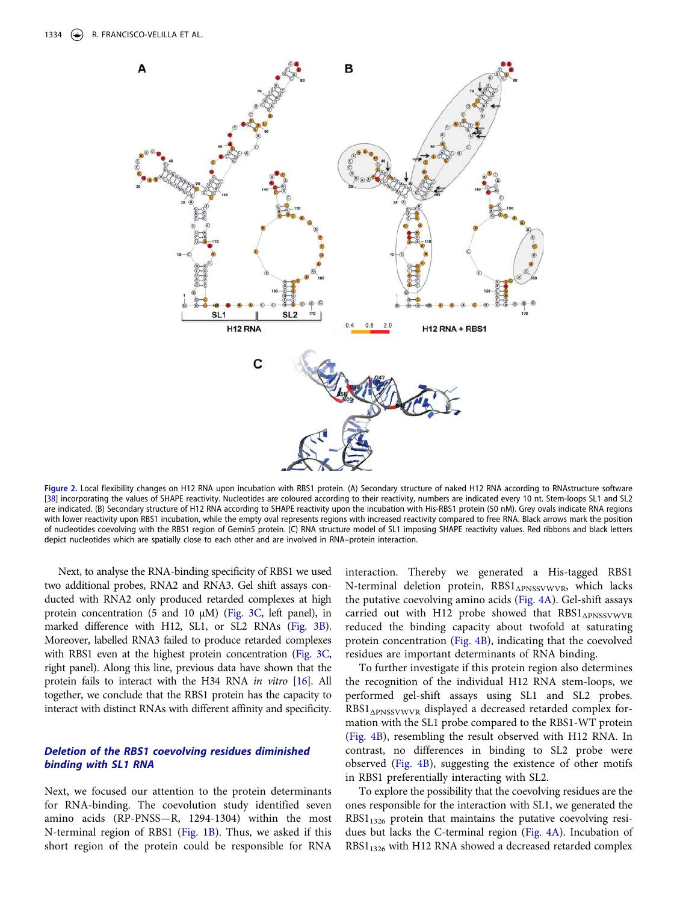Figure 2. Local flexibility changes on H12 RNA upon incubation with RBS1 protein. (A) Secondary structure of naked H12 RNA according to RNAstructure software [38] incorporating the values of SHAPE reactivity. Nucleotides are coloured according to their reactivity, numbers are indicated every 10 nt. Stem-loops SL1 and SL2 are indicated. (B) Secondary structure of H12 RNA according to SHAPE reactivity upon the incubation with His-RBS1 protein (50 nM). Grey ovals indicate RNA regions with lower reactivity upon RBS1 incubation, while the empty oval represents regions with increased reactivity compared to free RNA. Black arrows mark the position of nucleotides coevolving with the RBS1 region of Gemin5 protein. (C) RNA structure model of SL1 imposing SHAPE reactivity values. Red ribbons and black letters depict nucleotides which are spatially close to each other and are involved in RNA–protein interaction.

Next, to analyse the RNA-binding specificity of RBS1 we used two additional probes, RNA2 and RNA3. Gel shift assays conducted with RNA2 only produced retarded complexes at high protein concentration (5 and 10 μM) (Fig. 3C, left panel), in marked difference with H12, SL1, or SL2 RNAs (Fig. 3B). Moreover, labelled RNA3 failed to produce retarded complexes with RBS1 even at the highest protein concentration (Fig. 3C, right panel). Along this line, previous data have shown that the protein fails to interact with the H34 RNA *in vitro* [16]. All together, we conclude that the RBS1 protein has the capacity to interact with distinct RNAs with different affinity and specificity.

### *Deletion of the RBS1 coevolving residues diminished binding with SL1 RNA*

Next, we focused our attention to the protein determinants for RNA-binding. The coevolution study identified seven amino acids (RP-PNSS—R, 1294-1304) within the most N-terminal region of RBS1 (Fig. 1B). Thus, we asked if this short region of the protein could be responsible for RNA interaction. Thereby we generated a His-tagged RBS1 N-terminal deletion protein, $RBS1_{\Delta PNSSVWVR}$, which lacks the putative coevolving amino acids (Fig. 4A). Gel-shift assays carried out with H12 probe showed that $RBS1_{\Delta PNSSVWVR}$ reduced the binding capacity about twofold at saturating protein concentration (Fig. 4B), indicating that the coevolved residues are important determinants of RNA binding.

To further investigate if this protein region also determines the recognition of the individual H12 RNA stem-loops, we performed gel-shift assays using SL1 and SL2 probes. $RBS1_{\Delta PNSSVWVR}$ displayed a decreased retarded complex formation with the SL1 probe compared to the RBS1-WT protein (Fig. 4B), resembling the result observed with H12 RNA. In contrast, no differences in binding to SL2 probe were observed (Fig. 4B), suggesting the existence of other motifs in RBS1 preferentially interacting with SL2.

To explore the possibility that the coevolving residues are the ones responsible for the interaction with SL1, we generated the $RBS1_{1326}$ protein that maintains the putative coevolving residues but lacks the C-terminal region (Fig. 4A). Incubation of $RBS1_{1326}$ with H12 RNA showed a decreased retarded complex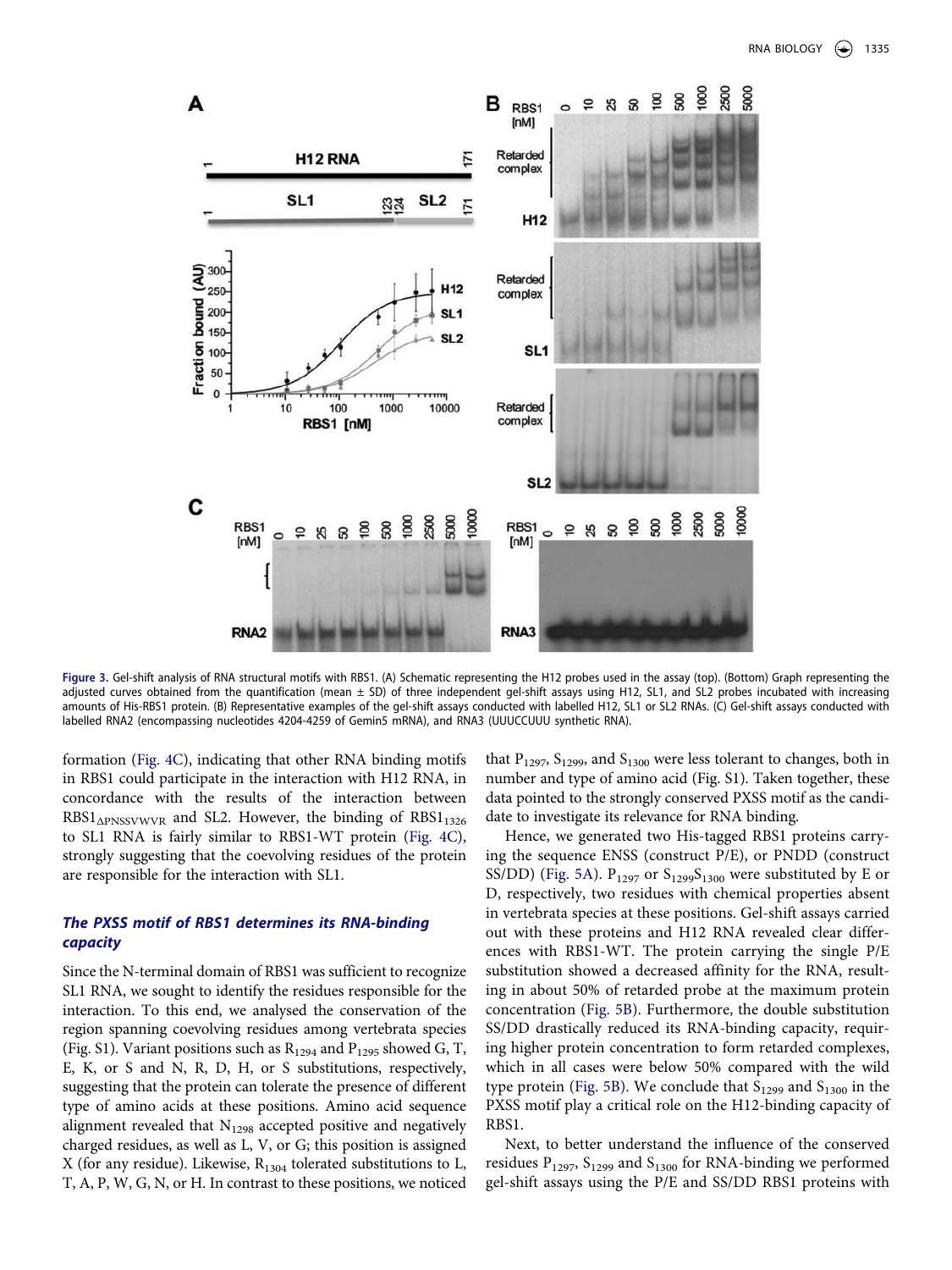**Figure 3.** Gel-shift analysis of RNA structural motifs with RBS1. (A) Schematic representing the H12 probes used in the assay (top). (Bottom) Graph representing the adjusted curves obtained from the quantification (mean ± SD) of three independent gel-shift assays using H12, SL1, and SL2 probes incubated with increasing amounts of His-RBS1 protein. (B) Representative examples of the gel-shift assays conducted with labelled H12, SL1 or SL2 RNAs. (C) Gel-shift assays conducted with labelled RNA2 (encompassing nucleotides 4204-4259 of Gemin5 mRNA), and RNA3 (UUUCCUUU synthetic RNA).

formation (Fig. 4C), indicating that other RNA binding motifs in RBS1 could participate in the interaction with H12 RNA, in concordance with the results of the interaction between $RBS1_{\Delta PNSSVWVR}$ and SL2. However, the binding of $RBS1_{1326}$ to SL1 RNA is fairly similar to RBS1-WT protein (Fig. 4C), strongly suggesting that the coevolving residues of the protein are responsible for the interaction with SL1.

### *The PXSS motif of RBS1 determines its RNA-binding capacity*

Since the N-terminal domain of RBS1 was sufficient to recognize SL1 RNA, we sought to identify the residues responsible for the interaction. To this end, we analysed the conservation of the region spanning coevolving residues among vertebrata species (Fig. S1). Variant positions such as $R_{1294}$ and $P_{1295}$ showed G, T, E, K, or S and N, R, D, H, or S substitutions, respectively, suggesting that the protein can tolerate the presence of different type of amino acids at these positions. Amino acid sequence alignment revealed that $N_{1298}$ accepted positive and negatively charged residues, as well as L, V, or G; this position is assigned X (for any residue). Likewise, $R_{1304}$ tolerated substitutions to L, T, A, P, W, G, N, or H. In contrast to these positions, we noticed that $P_{1297}$, $S_{1299}$, and $S_{1300}$ were less tolerant to changes, both in number and type of amino acid (Fig. S1). Taken together, these data pointed to the strongly conserved PXSS motif as the candidate to investigate its relevance for RNA binding.

Hence, we generated two His-tagged RBS1 proteins carrying the sequence ENSS (construct P/E), or PNDD (construct SS/DD) (Fig. 5A). $P_{1297}$ or $S_{1299}S_{1300}$ were substituted by E or D, respectively, two residues with chemical properties absent in vertebrata species at these positions. Gel-shift assays carried out with these proteins and H12 RNA revealed clear differences with RBS1-WT. The protein carrying the single P/E substitution showed a decreased affinity for the RNA, resulting in about 50% of retarded probe at the maximum protein concentration (Fig. 5B). Furthermore, the double substitution SS/DD drastically reduced its RNA-binding capacity, requiring higher protein concentration to form retarded complexes, which in all cases were below 50% compared with the wild type protein (Fig. 5B). We conclude that $S_{1299}$ and $S_{1300}$ in the PXSS motif play a critical role on the H12-binding capacity of RBS1.

Next, to better understand the influence of the conserved residues $P_{1297}$, $S_{1299}$ and $S_{1300}$ for RNA-binding we performed gel-shift assays using the P/E and SS/DD RBS1 proteins with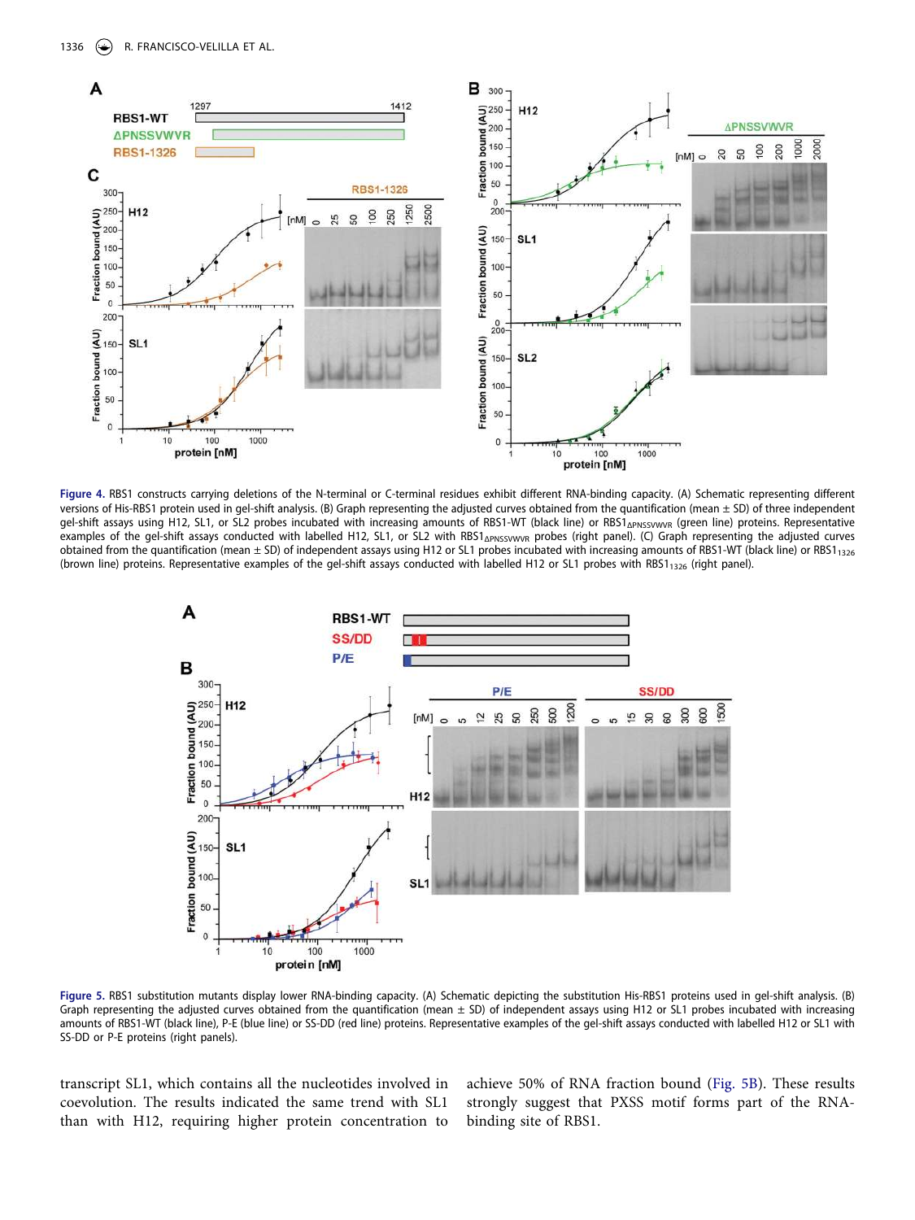**Figure 4.** RBS1 constructs carrying deletions of the N-terminal or C-terminal residues exhibit different RNA-binding capacity. (A) Schematic representing different versions of His-RBS1 protein used in gel-shift analysis. (B) Graph representing the adjusted curves obtained from the quantification (mean ± SD) of three independent gel-shift assays using H12, SL1, or SL2 probes incubated with increasing amounts of RBS1-WT (black line) or RBS1$_{\Delta PNSSVWVR}$ (green line) proteins. Representative examples of the gel-shift assays conducted with labelled H12, SL1, or SL2 with RBS1$_{\Delta PNSSVWVR}$ probes (right panel). (C) Graph representing the adjusted curves obtained from the quantification (mean ± SD) of independent assays using H12 or SL1 probes incubated with increasing amounts of RBS1-WT (black line) or RBS1$_{1326}$ (brown line) proteins. Representative examples of the gel-shift assays conducted with labelled H12 or SL1 probes with RBS1$_{1326}$ (right panel).

**Figure 5.** RBS1 substitution mutants display lower RNA-binding capacity. (A) Schematic depicting the substitution His-RBS1 proteins used in gel-shift analysis. (B) Graph representing the adjusted curves obtained from the quantification (mean ± SD) of independent assays using H12 or SL1 probes incubated with increasing amounts of RBS1-WT (black line), P-E (blue line) or SS-DD (red line) proteins. Representative examples of the gel-shift assays conducted with labelled H12 or SL1 with SS-DD or P-E proteins (right panels).

transcript SL1, which contains all the nucleotides involved in coevolution. The results indicated the same trend with SL1 than with H12, requiring higher protein concentration to achieve 50% of RNA fraction bound (Fig. 5B). These results strongly suggest that PXSS motif forms part of the RNA-binding site of RBS1.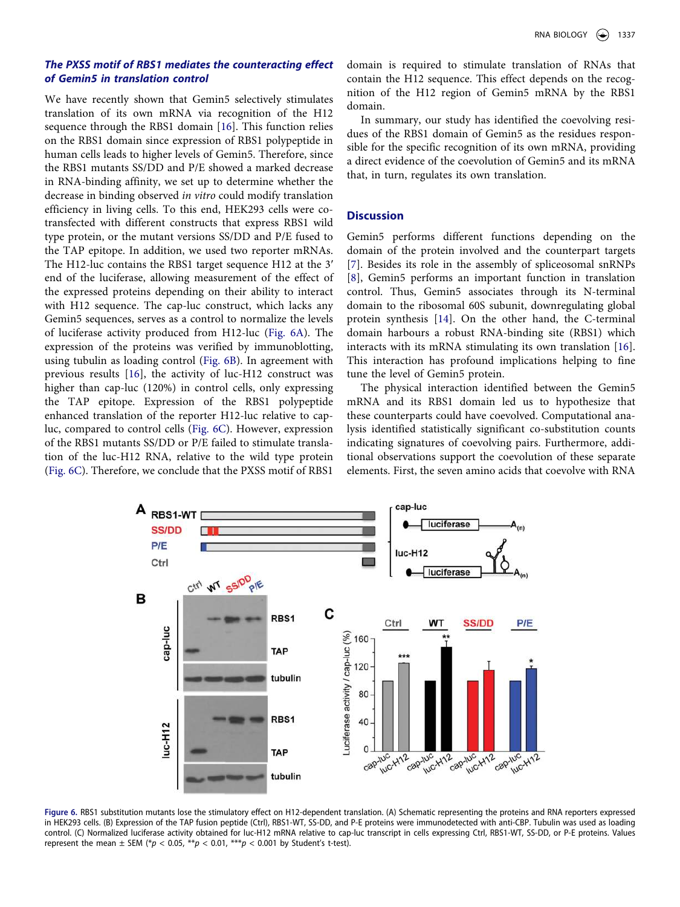### *The PXSS motif of RBS1 mediates the counteracting effect of Gemin5 in translation control*

We have recently shown that Gemin5 selectively stimulates translation of its own mRNA via recognition of the H12 sequence through the RBS1 domain [16]. This function relies on the RBS1 domain since expression of RBS1 polypeptide in human cells leads to higher levels of Gemin5. Therefore, since the RBS1 mutants SS/DD and P/E showed a marked decrease in RNA-binding affinity, we set up to determine whether the decrease in binding observed *in vitro* could modify translation efficiency in living cells. To this end, HEK293 cells were co-transfected with different constructs that express RBS1 wild type protein, or the mutant versions SS/DD and P/E fused to the TAP epitope. In addition, we used two reporter mRNAs. The H12-luc contains the RBS1 target sequence H12 at the 3′ end of the luciferase, allowing measurement of the effect of the expressed proteins depending on their ability to interact with H12 sequence. The cap-luc construct, which lacks any Gemin5 sequences, serves as a control to normalize the levels of luciferase activity produced from H12-luc (Fig. 6A). The expression of the proteins was verified by immunoblotting, using tubulin as loading control (Fig. 6B). In agreement with previous results [16], the activity of luc-H12 construct was higher than cap-luc (120%) in control cells, only expressing the TAP epitope. Expression of the RBS1 polypeptide enhanced translation of the reporter H12-luc relative to cap-luc, compared to control cells (Fig. 6C). However, expression of the RBS1 mutants SS/DD or P/E failed to stimulate translation of the luc-H12 RNA, relative to the wild type protein (Fig. 6C). Therefore, we conclude that the PXSS motif of RBS1 domain is required to stimulate translation of RNAs that contain the H12 sequence. This effect depends on the recognition of the H12 region of Gemin5 mRNA by the RBS1 domain.

In summary, our study has identified the coevolving residues of the RBS1 domain of Gemin5 as the residues responsible for the specific recognition of its own mRNA, providing a direct evidence of the coevolution of Gemin5 and its mRNA that, in turn, regulates its own translation.

## Discussion

Gemin5 performs different functions depending on the domain of the protein involved and the counterpart targets [7]. Besides its role in the assembly of spliceosomal snRNPs [8], Gemin5 performs an important function in translation control. Thus, Gemin5 associates through its N-terminal domain to the ribosomal 60S subunit, downregulating global protein synthesis [14]. On the other hand, the C-terminal domain harbours a robust RNA-binding site (RBS1) which interacts with its mRNA stimulating its own translation [16]. This interaction has profound implications helping to fine tune the level of Gemin5 protein.

The physical interaction identified between the Gemin5 mRNA and its RBS1 domain led us to hypothesize that these counterparts could have coevolved. Computational analysis identified statistically significant co-substitution counts indicating signatures of coevolving pairs. Furthermore, additional observations support the coevolution of these separate elements. First, the seven amino acids that coevolve with RNA

Figure 6. RBS1 substitution mutants lose the stimulatory effect on H12-dependent translation. (A) Schematic representing the proteins and RNA reporters expressed in HEK293 cells. (B) Expression of the TAP fusion peptide (Ctrl), RBS1-WT, SS-DD, and P-E proteins were immunodetected with anti-CBP. Tubulin was used as loading control. (C) Normalized luciferase activity obtained for luc-H12 mRNA relative to cap-luc transcript in cells expressing Ctrl, RBS1-WT, SS-DD, or P-E proteins. Values represent the mean ± SEM (*$p < 0.05$, **$p < 0.01$, ***$p < 0.001$ by Student's t-test).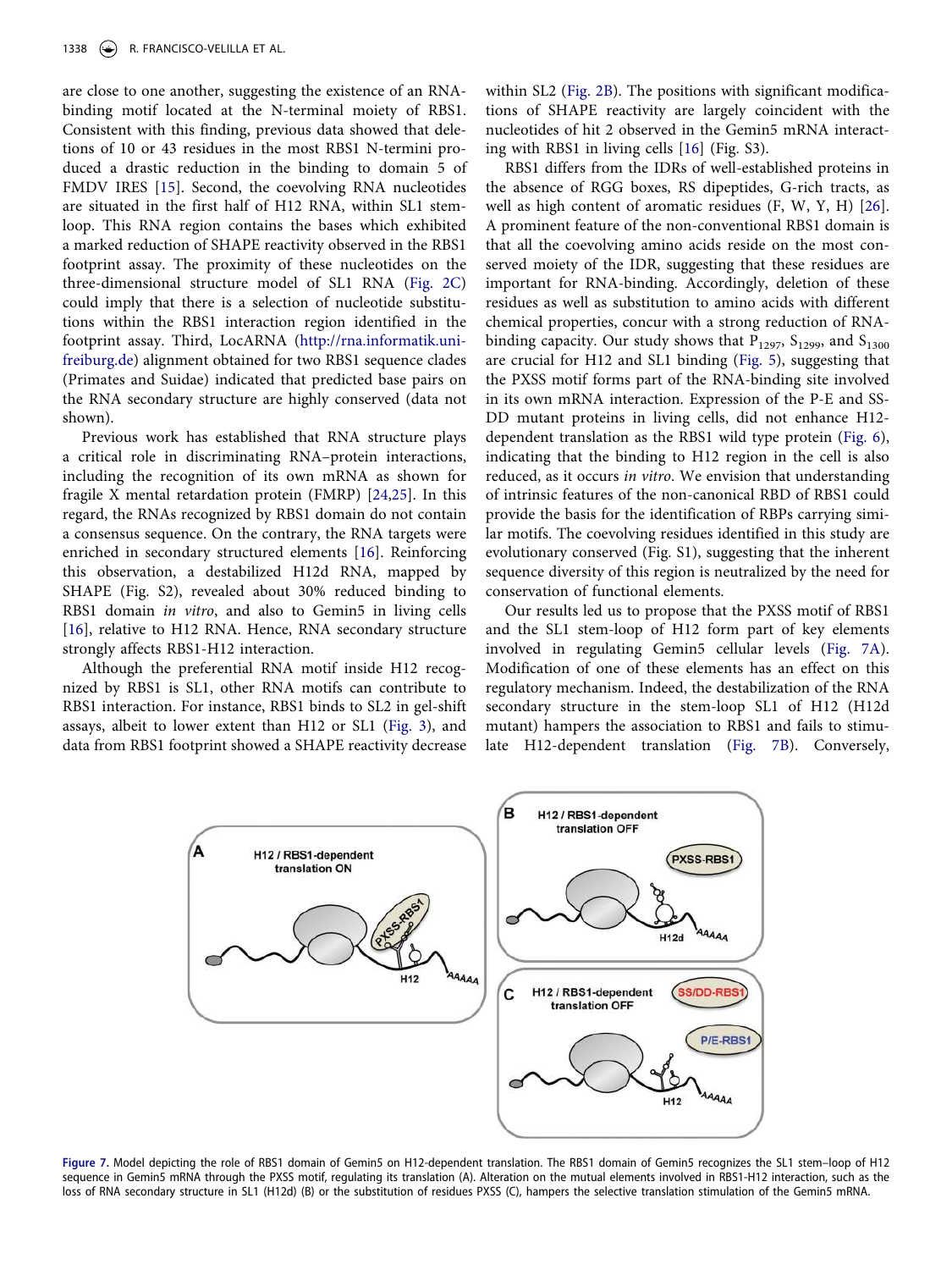are close to one another, suggesting the existence of an RNA-binding motif located at the N-terminal moiety of RBS1. Consistent with this finding, previous data showed that deletions of 10 or 43 residues in the most RBS1 N-termini produced a drastic reduction in the binding to domain 5 of FMDV IRES [15]. Second, the coevolving RNA nucleotides are situated in the first half of H12 RNA, within SL1 stem-loop. This RNA region contains the bases which exhibited a marked reduction of SHAPE reactivity observed in the RBS1 footprint assay. The proximity of these nucleotides on the three-dimensional structure model of SL1 RNA (Fig. 2C) could imply that there is a selection of nucleotide substitutions within the RBS1 interaction region identified in the footprint assay. Third, LocARNA (http://rna.informatik.uni-freiburg.de) alignment obtained for two RBS1 sequence clades (Primates and Suidae) indicated that predicted base pairs on the RNA secondary structure are highly conserved (data not shown).

Previous work has established that RNA structure plays a critical role in discriminating RNA–protein interactions, including the recognition of its own mRNA as shown for fragile X mental retardation protein (FMRP) [24,25]. In this regard, the RNAs recognized by RBS1 domain do not contain a consensus sequence. On the contrary, the RNA targets were enriched in secondary structured elements [16]. Reinforcing this observation, a destabilized H12d RNA, mapped by SHAPE (Fig. S2), revealed about 30% reduced binding to RBS1 domain *in vitro*, and also to Gemin5 in living cells [16], relative to H12 RNA. Hence, RNA secondary structure strongly affects RBS1-H12 interaction.

Although the preferential RNA motif inside H12 recognized by RBS1 is SL1, other RNA motifs can contribute to RBS1 interaction. For instance, RBS1 binds to SL2 in gel-shift assays, albeit to lower extent than H12 or SL1 (Fig. 3), and data from RBS1 footprint showed a SHAPE reactivity decrease within SL2 (Fig. 2B). The positions with significant modifications of SHAPE reactivity are largely coincident with the nucleotides of hit 2 observed in the Gemin5 mRNA interacting with RBS1 in living cells [16] (Fig. S3).

RBS1 differs from the IDRs of well-established proteins in the absence of RGG boxes, RS dipeptides, G-rich tracts, as well as high content of aromatic residues (F, W, Y, H) [26]. A prominent feature of the non-conventional RBS1 domain is that all the coevolving amino acids reside on the most conserved moiety of the IDR, suggesting that these residues are important for RNA-binding. Accordingly, deletion of these residues as well as substitution to amino acids with different chemical properties, concur with a strong reduction of RNA-binding capacity. Our study shows that $P_{1297}$, $S_{1299}$, and $S_{1300}$ are crucial for H12 and SL1 binding (Fig. 5), suggesting that the PXSS motif forms part of the RNA-binding site involved in its own mRNA interaction. Expression of the P-E and SS-DD mutant proteins in living cells, did not enhance H12-dependent translation as the RBS1 wild type protein (Fig. 6), indicating that the binding to H12 region in the cell is also reduced, as it occurs *in vitro*. We envision that understanding of intrinsic features of the non-canonical RBD of RBS1 could provide the basis for the identification of RBPs carrying similar motifs. The coevolving residues identified in this study are evolutionary conserved (Fig. S1), suggesting that the inherent sequence diversity of this region is neutralized by the need for conservation of functional elements.

Our results led us to propose that the PXSS motif of RBS1 and the SL1 stem-loop of H12 form part of key elements involved in regulating Gemin5 cellular levels (Fig. 7A). Modification of one of these elements has an effect on this regulatory mechanism. Indeed, the destabilization of the RNA secondary structure in the stem-loop SL1 of H12 (H12d mutant) hampers the association to RBS1 and fails to stimulate H12-dependent translation (Fig. 7B). Conversely,

**Figure 7.** Model depicting the role of RBS1 domain of Gemin5 on H12-dependent translation. The RBS1 domain of Gemin5 recognizes the SL1 stem–loop of H12 sequence in Gemin5 mRNA through the PXSS motif, regulating its translation (A). Alteration on the mutual elements involved in RBS1-H12 interaction, such as the loss of RNA secondary structure in SL1 (H12d) (B) or the substitution of residues PXSS (C), hampers the selective translation stimulation of the Gemin5 mRNA.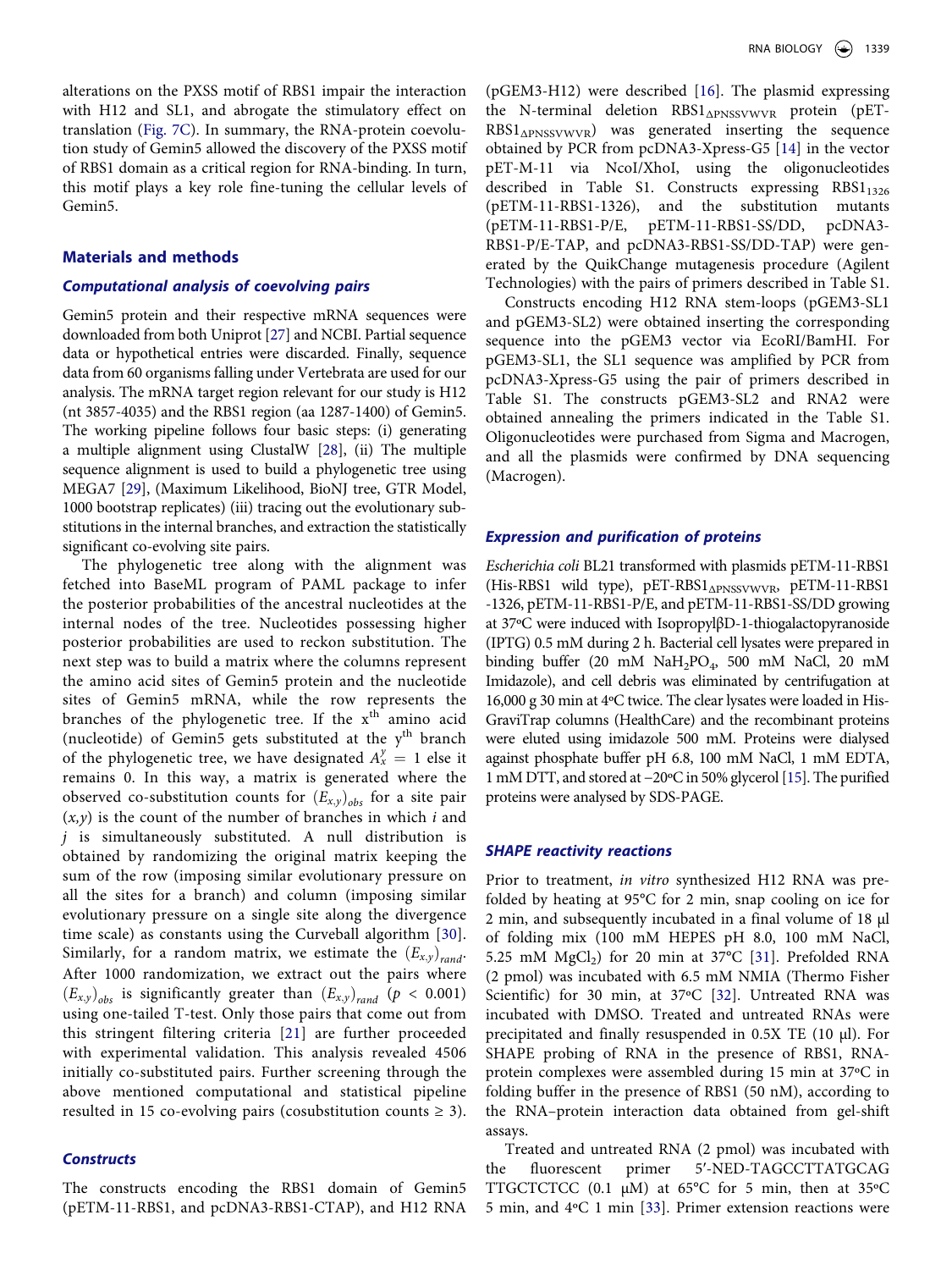alterations on the PXSS motif of RBS1 impair the interaction with H12 and SL1, and abrogate the stimulatory effect on translation (Fig. 7C). In summary, the RNA-protein coevolution study of Gemin5 allowed the discovery of the PXSS motif of RBS1 domain as a critical region for RNA-binding. In turn, this motif plays a key role fine-tuning the cellular levels of Gemin5.

## Materials and methods

### Computational analysis of coevolving pairs

Gemin5 protein and their respective mRNA sequences were downloaded from both Uniprot [27] and NCBI. Partial sequence data or hypothetical entries were discarded. Finally, sequence data from 60 organisms falling under Vertebrata are used for our analysis. The mRNA target region relevant for our study is H12 (nt 3857-4035) and the RBS1 region (aa 1287-1400) of Gemin5. The working pipeline follows four basic steps: (i) generating a multiple alignment using ClustalW [28], (ii) The multiple sequence alignment is used to build a phylogenetic tree using MEGA7 [29], (Maximum Likelihood, BioNJ tree, GTR Model, 1000 bootstrap replicates) (iii) tracing out the evolutionary substitutions in the internal branches, and extraction the statistically significant co-evolving site pairs.

The phylogenetic tree along with the alignment was fetched into BaseML program of PAML package to infer the posterior probabilities of the ancestral nucleotides at the internal nodes of the tree. Nucleotides possessing higher posterior probabilities are used to reckon substitution. The next step was to build a matrix where the columns represent the amino acid sites of Gemin5 protein and the nucleotide sites of Gemin5 mRNA, while the row represents the branches of the phylogenetic tree. If the x[th] amino acid (nucleotide) of Gemin5 gets substituted at the y[th] branch of the phylogenetic tree, we have designated $A_x^y = 1$ else it remains 0. In this way, a matrix is generated where the observed co-substitution counts for $(E_{x,y})_{obs}$ for a site pair $(x,y)$ is the count of the number of branches in which $i$ and $j$ is simultaneously substituted. A null distribution is obtained by randomizing the original matrix keeping the sum of the row (imposing similar evolutionary pressure on all the sites for a branch) and column (imposing similar evolutionary pressure on a single site along the divergence time scale) as constants using the Curveball algorithm [30]. Similarly, for a random matrix, we estimate the $(E_{x,y})_{rand}$. After 1000 randomization, we extract out the pairs where $(E_{x,y})_{obs}$ is significantly greater than $(E_{x,y})_{rand}$ ($p < 0.001$) using one-tailed T-test. Only those pairs that come out from this stringent filtering criteria [21] are further proceeded with experimental validation. This analysis revealed 4506 initially co-substituted pairs. Further screening through the above mentioned computational and statistical pipeline resulted in 15 co-evolving pairs (cosubstitution counts ≥ 3).

### Constructs

The constructs encoding the RBS1 domain of Gemin5 (pETM-11-RBS1, and pcDNA3-RBS1-CTAP), and H12 RNA (pGEM3-H12) were described [16]. The plasmid expressing the N-terminal deletion $RBS1_{\Delta PNSSVWVR}$ protein (pET-$RBS1_{\Delta PNSSVWVR}$) was generated inserting the sequence obtained by PCR from pcDNA3-Xpress-G5 [14] in the vector pET-M-11 via NcoI/XhoI, using the oligonucleotides described in Table S1. Constructs expressing $RBS1_{1326}$ (pETM-11-RBS1-1326), and the substitution mutants (pETM-11-RBS1-P/E, pETM-11-RBS1-SS/DD, pcDNA3-RBS1-P/E-TAP, and pcDNA3-RBS1-SS/DD-TAP) were generated by the QuikChange mutagenesis procedure (Agilent Technologies) with the pairs of primers described in Table S1.

Constructs encoding H12 RNA stem-loops (pGEM3-SL1 and pGEM3-SL2) were obtained inserting the corresponding sequence into the pGEM3 vector via EcoRI/BamHI. For pGEM3-SL1, the SL1 sequence was amplified by PCR from pcDNA3-Xpress-G5 using the pair of primers described in Table S1. The constructs pGEM3-SL2 and RNA2 were obtained annealing the primers indicated in the Table S1. Oligonucleotides were purchased from Sigma and Macrogen, and all the plasmids were confirmed by DNA sequencing (Macrogen).

### Expression and purification of proteins

*Escherichia coli* BL21 transformed with plasmids pETM-11-RBS1 (His-RBS1 wild type), pET-$RBS1_{\Delta PNSSVWVR}$, pETM-11-RBS1-1326, pETM-11-RBS1-P/E, and pETM-11-RBS1-SS/DD growing at 37ºC were induced with IsopropylβD-1-thiogalactopyranoside (IPTG) 0.5 mM during 2 h. Bacterial cell lysates were prepared in binding buffer (20 mM $NaH_2PO_4$, 500 mM NaCl, 20 mM Imidazole), and cell debris was eliminated by centrifugation at 16,000 g 30 min at 4ºC twice. The clear lysates were loaded in His-GraviTrap columns (HealthCare) and the recombinant proteins were eluted using imidazole 500 mM. Proteins were dialysed against phosphate buffer pH 6.8, 100 mM NaCl, 1 mM EDTA, 1 mM DTT, and stored at −20ºC in 50% glycerol [15]. The purified proteins were analysed by SDS-PAGE.

### SHAPE reactivity reactions

Prior to treatment, *in vitro* synthesized H12 RNA was prefolded by heating at 95°C for 2 min, snap cooling on ice for 2 min, and subsequently incubated in a final volume of 18 µl of folding mix (100 mM HEPES pH 8.0, 100 mM NaCl, 5.25 mM $MgCl_2$) for 20 min at 37°C [31]. Prefolded RNA (2 pmol) was incubated with 6.5 mM NMIA (Thermo Fisher Scientific) for 30 min, at 37ºC [32]. Untreated RNA was incubated with DMSO. Treated and untreated RNAs were precipitated and finally resuspended in 0.5X TE (10 µl). For SHAPE probing of RNA in the presence of RBS1, RNA-protein complexes were assembled during 15 min at 37ºC in folding buffer in the presence of RBS1 (50 nM), according to the RNA–protein interaction data obtained from gel-shift assays.

Treated and untreated RNA (2 pmol) was incubated with the fluorescent primer 5′-NED-TAGCCTTATGCAG TTGCTCTCC (0.1 µM) at 65ºC for 5 min, then at 35ºC 5 min, and 4ºC 1 min [33]. Primer extension reactions were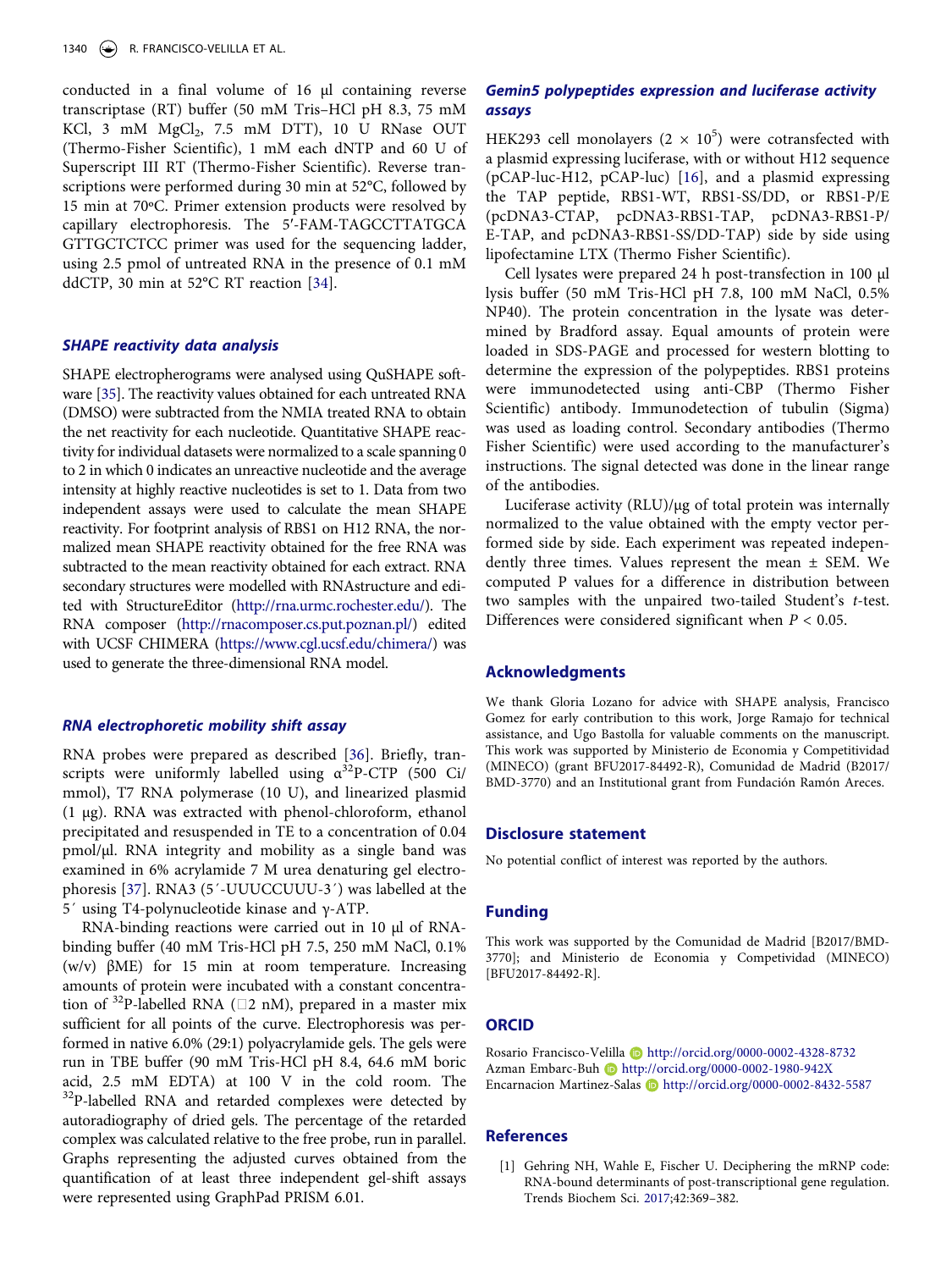conducted in a final volume of 16 µl containing reverse transcriptase (RT) buffer (50 mM Tris–HCl pH 8.3, 75 mM KCl, 3 mM $MgCl_2$, 7.5 mM DTT), 10 U RNase OUT (Thermo-Fisher Scientific), 1 mM each dNTP and 60 U of Superscript III RT (Thermo-Fisher Scientific). Reverse transcriptions were performed during 30 min at 52°C, followed by 15 min at 70ºC. Primer extension products were resolved by capillary electrophoresis. The 5′-FAM-TAGCCTTATGCA GTTGCTCTCC primer was used for the sequencing ladder, using 2.5 pmol of untreated RNA in the presence of 0.1 mM ddCTP, 30 min at 52°C RT reaction [34].

### *SHAPE reactivity data analysis*

SHAPE electropherograms were analysed using QuSHAPE software [35]. The reactivity values obtained for each untreated RNA (DMSO) were subtracted from the NMIA treated RNA to obtain the net reactivity for each nucleotide. Quantitative SHAPE reactivity for individual datasets were normalized to a scale spanning 0 to 2 in which 0 indicates an unreactive nucleotide and the average intensity at highly reactive nucleotides is set to 1. Data from two independent assays were used to calculate the mean SHAPE reactivity. For footprint analysis of RBS1 on H12 RNA, the normalized mean SHAPE reactivity obtained for the free RNA was subtracted to the mean reactivity obtained for each extract. RNA secondary structures were modelled with RNAstructure and edited with StructureEditor (http://rna.urmc.rochester.edu/). The RNA composer (http://rnacomposer.cs.put.poznan.pl/) edited with UCSF CHIMERA (https://www.cgl.ucsf.edu/chimera/) was used to generate the three-dimensional RNA model.

### *RNA electrophoretic mobility shift assay*

RNA probes were prepared as described [36]. Briefly, transcripts were uniformly labelled using $\alpha^{32}$P-CTP (500 Ci/mmol), T7 RNA polymerase (10 U), and linearized plasmid (1 µg). RNA was extracted with phenol-chloroform, ethanol precipitated and resuspended in TE to a concentration of 0.04 pmol/µl. RNA integrity and mobility as a single band was examined in 6% acrylamide 7 M urea denaturing gel electrophoresis [37]. RNA3 (5′-UUUCCUUU-3′) was labelled at the 5′ using T4-polynucleotide kinase and γ-ATP.

RNA-binding reactions were carried out in 10 µl of RNA-binding buffer (40 mM Tris-HCl pH 7.5, 250 mM NaCl, 0.1% (w/v) βME) for 15 min at room temperature. Increasing amounts of protein were incubated with a constant concentration of $^{32}$P-labelled RNA (□2 nM), prepared in a master mix sufficient for all points of the curve. Electrophoresis was performed in native 6.0% (29:1) polyacrylamide gels. The gels were run in TBE buffer (90 mM Tris-HCl pH 8.4, 64.6 mM boric acid, 2.5 mM EDTA) at 100 V in the cold room. The $^{32}$P-labelled RNA and retarded complexes were detected by autoradiography of dried gels. The percentage of the retarded complex was calculated relative to the free probe, run in parallel. Graphs representing the adjusted curves obtained from the quantification of at least three independent gel-shift assays were represented using GraphPad PRISM 6.01.

### *Gemin5 polypeptides expression and luciferase activity assays*

HEK293 cell monolayers (2 × $10^5$) were cotransfected with a plasmid expressing luciferase, with or without H12 sequence (pCAP-luc-H12, pCAP-luc) [16], and a plasmid expressing the TAP peptide, RBS1-WT, RBS1-SS/DD, or RBS1-P/E (pcDNA3-CTAP, pcDNA3-RBS1-TAP, pcDNA3-RBS1-P/E-TAP, and pcDNA3-RBS1-SS/DD-TAP) side by side using lipofectamine LTX (Thermo Fisher Scientific).

Cell lysates were prepared 24 h post-transfection in 100 µl lysis buffer (50 mM Tris-HCl pH 7.8, 100 mM NaCl, 0.5% NP40). The protein concentration in the lysate was determined by Bradford assay. Equal amounts of protein were loaded in SDS-PAGE and processed for western blotting to determine the expression of the polypeptides. RBS1 proteins were immunodetected using anti-CBP (Thermo Fisher Scientific) antibody. Immunodetection of tubulin (Sigma) was used as loading control. Secondary antibodies (Thermo Fisher Scientific) were used according to the manufacturer's instructions. The signal detected was done in the linear range of the antibodies.

Luciferase activity (RLU)/µg of total protein was internally normalized to the value obtained with the empty vector performed side by side. Each experiment was repeated independently three times. Values represent the mean ± SEM. We computed P values for a difference in distribution between two samples with the unpaired two-tailed Student's *t*-test. Differences were considered significant when $P < 0.05$.

## Acknowledgments

We thank Gloria Lozano for advice with SHAPE analysis, Francisco Gomez for early contribution to this work, Jorge Ramajo for technical assistance, and Ugo Bastolla for valuable comments on the manuscript. This work was supported by Ministerio de Economia y Competitividad (MINECO) (grant BFU2017-84492-R), Comunidad de Madrid (B2017/BMD-3770) and an Institutional grant from Fundación Ramón Areces.

## Disclosure statement

No potential conflict of interest was reported by the authors.

## Funding

This work was supported by the Comunidad de Madrid [B2017/BMD-3770]; and Ministerio de Economia y Competitividad (MINECO) [BFU2017-84492-R].

## ORCID

Rosario Francisco-Velilla http://orcid.org/0000-0002-4328-8732
Azman Embarc-Buh http://orcid.org/0000-0002-1980-942X
Encarnacion Martinez-Salas http://orcid.org/0000-0002-8432-5587

## References

[1] Gehring NH, Wahle E, Fischer U. Deciphering the mRNP code: RNA-bound determinants of post-transcriptional gene regulation. Trends Biochem Sci. 2017;42:369–382.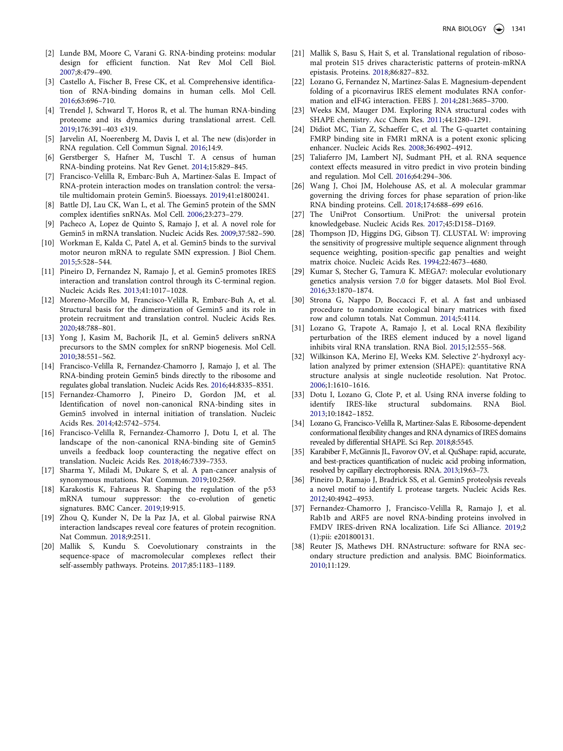[2] Lunde BM, Moore C, Varani G. RNA-binding proteins: modular design for efficient function. Nat Rev Mol Cell Biol. 2007;8:479–490.

[3] Castello A, Fischer B, Frese CK, et al. Comprehensive identification of RNA-binding domains in human cells. Mol Cell. 2016;63:696–710.

[4] Trendel J, Schwarzl T, Horos R, et al. The human RNA-binding proteome and its dynamics during translational arrest. Cell. 2019;176:391–403 e319.

[5] Jarvelin AI, Noerenberg M, Davis I, et al. The new (dis)order in RNA regulation. Cell Commun Signal. 2016;14:9.

[6] Gerstberger S, Hafner M, Tuschl T. A census of human RNA-binding proteins. Nat Rev Genet. 2014;15:829–845.

[7] Francisco-Velilla R, Embarc-Buh A, Martinez-Salas E. Impact of RNA-protein interaction modes on translation control: the versatile multidomain protein Gemin5. Bioessays. 2019;41:e1800241.

[8] Battle DJ, Lau CK, Wan L, et al. The Gemin5 protein of the SMN complex identifies snRNAs. Mol Cell. 2006;23:273–279.

[9] Pacheco A, Lopez de Quinto S, Ramajo J, et al. A novel role for Gemin5 in mRNA translation. Nucleic Acids Res. 2009;37:582–590.

[10] Workman E, Kalda C, Patel A, et al. Gemin5 binds to the survival motor neuron mRNA to regulate SMN expression. J Biol Chem. 2015;5:528–544.

[11] Pineiro D, Fernandez N, Ramajo J, et al. Gemin5 promotes IRES interaction and translation control through its C-terminal region. Nucleic Acids Res. 2013;41:1017–1028.

[12] Moreno-Morcillo M, Francisco-Velilla R, Embarc-Buh A, et al. Structural basis for the dimerization of Gemin5 and its role in protein recruitment and translation control. Nucleic Acids Res. 2020;48:788–801.

[13] Yong J, Kasim M, Bachorik JL, et al. Gemin5 delivers snRNA precursors to the SMN complex for snRNP biogenesis. Mol Cell. 2010;38:551–562.

[14] Francisco-Velilla R, Fernandez-Chamorro J, Ramajo J, et al. The RNA-binding protein Gemin5 binds directly to the ribosome and regulates global translation. Nucleic Acids Res. 2016;44:8335–8351.

[15] Fernandez-Chamorro J, Pineiro D, Gordon JM, et al. Identification of novel non-canonical RNA-binding sites in Gemin5 involved in internal initiation of translation. Nucleic Acids Res. 2014;42:5742–5754.

[16] Francisco-Velilla R, Fernandez-Chamorro J, Dotu I, et al. The landscape of the non-canonical RNA-binding site of Gemin5 unveils a feedback loop counteracting the negative effect on translation. Nucleic Acids Res. 2018;46:7339–7353.

[17] Sharma Y, Miladi M, Dukare S, et al. A pan-cancer analysis of synonymous mutations. Nat Commun. 2019;10:2569.

[18] Karakostis K, Fahraeus R. Shaping the regulation of the p53 mRNA tumour suppressor: the co-evolution of genetic signatures. BMC Cancer. 2019;19:915.

[19] Zhou Q, Kunder N, De la Paz JA, et al. Global pairwise RNA interaction landscapes reveal core features of protein recognition. Nat Commun. 2018;9:2511.

[20] Mallik S, Kundu S. Coevolutionary constraints in the sequence-space of macromolecular complexes reflect their self-assembly pathways. Proteins. 2017;85:1183–1189.

[21] Mallik S, Basu S, Hait S, et al. Translational regulation of ribosomal protein S15 drives characteristic patterns of protein-mRNA epistasis. Proteins. 2018;86:827–832.

[22] Lozano G, Fernandez N, Martinez-Salas E. Magnesium-dependent folding of a picornavirus IRES element modulates RNA conformation and eIF4G interaction. FEBS J. 2014;281:3685–3700.

[23] Weeks KM, Mauger DM. Exploring RNA structural codes with SHAPE chemistry. Acc Chem Res. 2011;44:1280–1291.

[24] Didiot MC, Tian Z, Schaeffer C, et al. The G-quartet containing FMRP binding site in FMR1 mRNA is a potent exonic splicing enhancer. Nucleic Acids Res. 2008;36:4902–4912.

[25] Taliaferro JM, Lambert NJ, Sudmant PH, et al. RNA sequence context effects measured in vitro predict in vivo protein binding and regulation. Mol Cell. 2016;64:294–306.

[26] Wang J, Choi JM, Holehouse AS, et al. A molecular grammar governing the driving forces for phase separation of prion-like RNA binding proteins. Cell. 2018;174:688–699 e616.

[27] The UniProt Consortium. UniProt: the universal protein knowledgebase. Nucleic Acids Res. 2017;45:D158–D169.

[28] Thompson JD, Higgins DG, Gibson TJ. CLUSTAL W: improving the sensitivity of progressive multiple sequence alignment through sequence weighting, position-specific gap penalties and weight matrix choice. Nucleic Acids Res. 1994;22:4673–4680.

[29] Kumar S, Stecher G, Tamura K. MEGA7: molecular evolutionary genetics analysis version 7.0 for bigger datasets. Mol Biol Evol. 2016;33:1870–1874.

[30] Strona G, Nappo D, Boccacci F, et al. A fast and unbiased procedure to randomize ecological binary matrices with fixed row and column totals. Nat Commun. 2014;5:4114.

[31] Lozano G, Trapote A, Ramajo J, et al. Local RNA flexibility perturbation of the IRES element induced by a novel ligand inhibits viral RNA translation. RNA Biol. 2015;12:555–568.

[32] Wilkinson KA, Merino EJ, Weeks KM. Selective 2′-hydroxyl acylation analyzed by primer extension (SHAPE): quantitative RNA structure analysis at single nucleotide resolution. Nat Protoc. 2006;1:1610–1616.

[33] Dotu I, Lozano G, Clote P, et al. Using RNA inverse folding to identify IRES-like structural subdomains. RNA Biol. 2013;10:1842–1852.

[34] Lozano G, Francisco-Velilla R, Martinez-Salas E. Ribosome-dependent conformational flexibility changes and RNA dynamics of IRES domains revealed by differential SHAPE. Sci Rep. 2018;8:5545.

[35] Karabiber F, McGinnis JL, Favorov OV, et al. QuShape: rapid, accurate, and best-practices quantification of nucleic acid probing information, resolved by capillary electrophoresis. RNA. 2013;19:63–73.

[36] Pineiro D, Ramajo J, Bradrick SS, et al. Gemin5 proteolysis reveals a novel motif to identify L protease targets. Nucleic Acids Res. 2012;40:4942–4953.

[37] Fernandez-Chamorro J, Francisco-Velilla R, Ramajo J, et al. Rab1b and ARF5 are novel RNA-binding proteins involved in FMDV IRES-driven RNA localization. Life Sci Alliance. 2019;2(1):pii: e201800131.

[38] Reuter JS, Mathews DH. RNAstructure: software for RNA secondary structure prediction and analysis. BMC Bioinformatics. 2010;11:129.